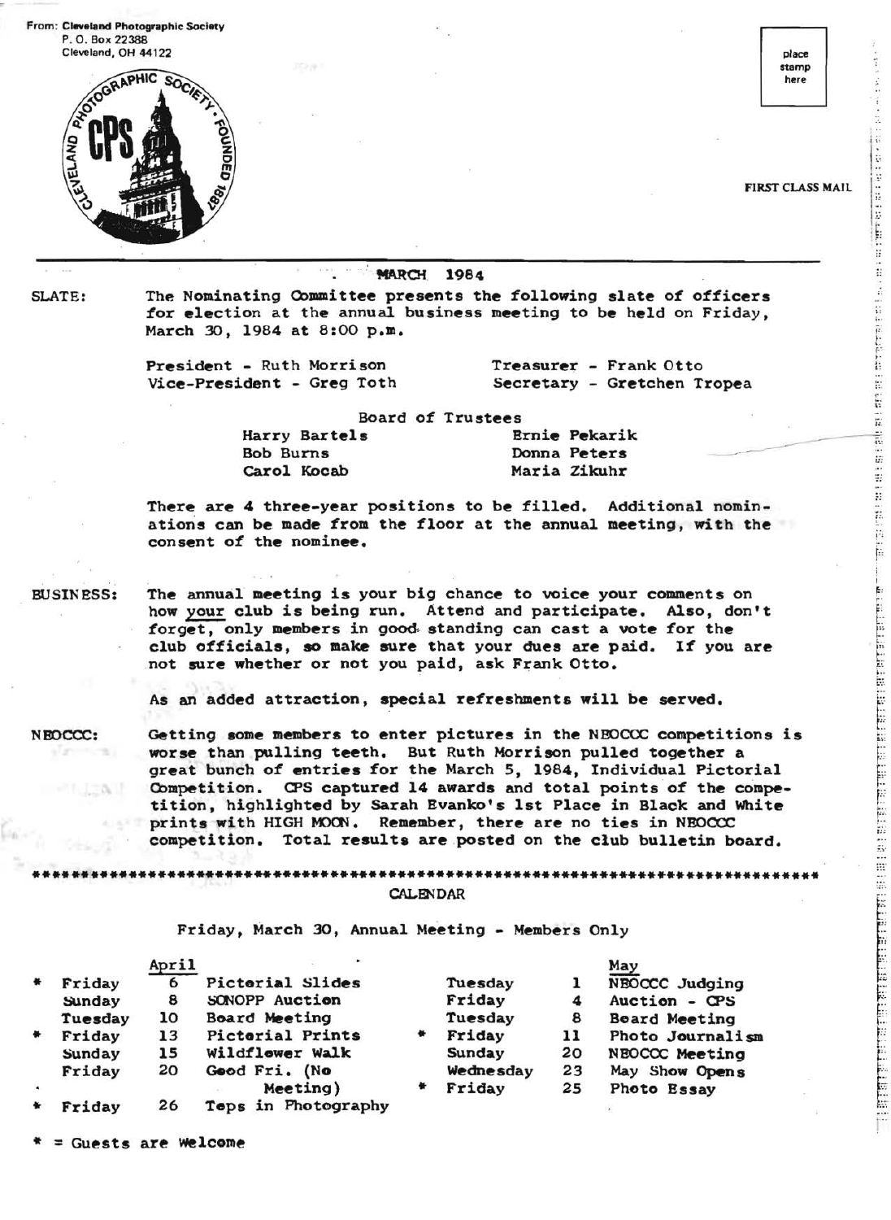From: **Cleveland Photographic Society**
P. O. Box 22388
Cleveland, OH 44122

CLEVELAND PHOTOGRAPHIC SOCIETY · FOUNDED 1887
CPS

place stamp here

FIRST CLASS MAIL

---

**MARCH 1984**

**SLATE:** The Nominating Committee presents the following slate of officers for election at the annual business meeting to be held on Friday, March 30, 1984 at 8:00 p.m.

President - Ruth Morrison
Vice-President - Greg Toth
Treasurer - Frank Otto
Secretary - Gretchen Tropea

Board of Trustees

Harry Bartels
Bob Burns
Carol Kocab
Ernie Pekarik
Donna Peters
Maria Zikuhr

There are 4 three-year positions to be filled. Additional nominations can be made from the floor at the annual meeting, with the consent of the nominee.

**BUSINESS:** The annual meeting is your big chance to voice your comments on how your club is being run. Attend and participate. Also, don't forget, only members in good standing can cast a vote for the club officials, so make sure that your dues are paid. If you are not sure whether or not you paid, ask Frank Otto.

As an added attraction, special refreshments will be served.

**NBOCCC:** Getting some members to enter pictures in the NBOCCC competitions is worse than pulling teeth. But Ruth Morrison pulled together a great bunch of entries for the March 5, 1984, Individual Pictorial Competition. CPS captured 14 awards and total points of the competition, highlighted by Sarah Evanko's 1st Place in Black and White prints with HIGH MOON. Remember, there are no ties in NBOCCC competition. Total results are posted on the club bulletin board.

---

## CALENDAR

Friday, March 30, Annual Meeting - Members Only

**April**

| | Day | Date | Event |
|---|---|---|---|
| * | Friday | 6 | Pictorial Slides |
| | Sunday | 8 | SONOPP Auction |
| | Tuesday | 10 | Board Meeting |
| * | Friday | 13 | Pictorial Prints |
| | Sunday | 15 | Wildflower Walk |
| | Friday | 20 | Good Fri. (No Meeting) |
| * | Friday | 26 | Teps in Photography |

**May**

| | Day | Date | Event |
|---|---|---|---|
| | Tuesday | 1 | NBOCCC Judging |
| | Friday | 4 | Auction - CPS |
| | Tuesday | 8 | Board Meeting |
| * | Friday | 11 | Photo Journalism |
| | Sunday | 20 | NBOCCC Meeting |
| | Wednesday | 23 | May Show Opens |
| * | Friday | 25 | Photo Essay |

* = Guests are Welcome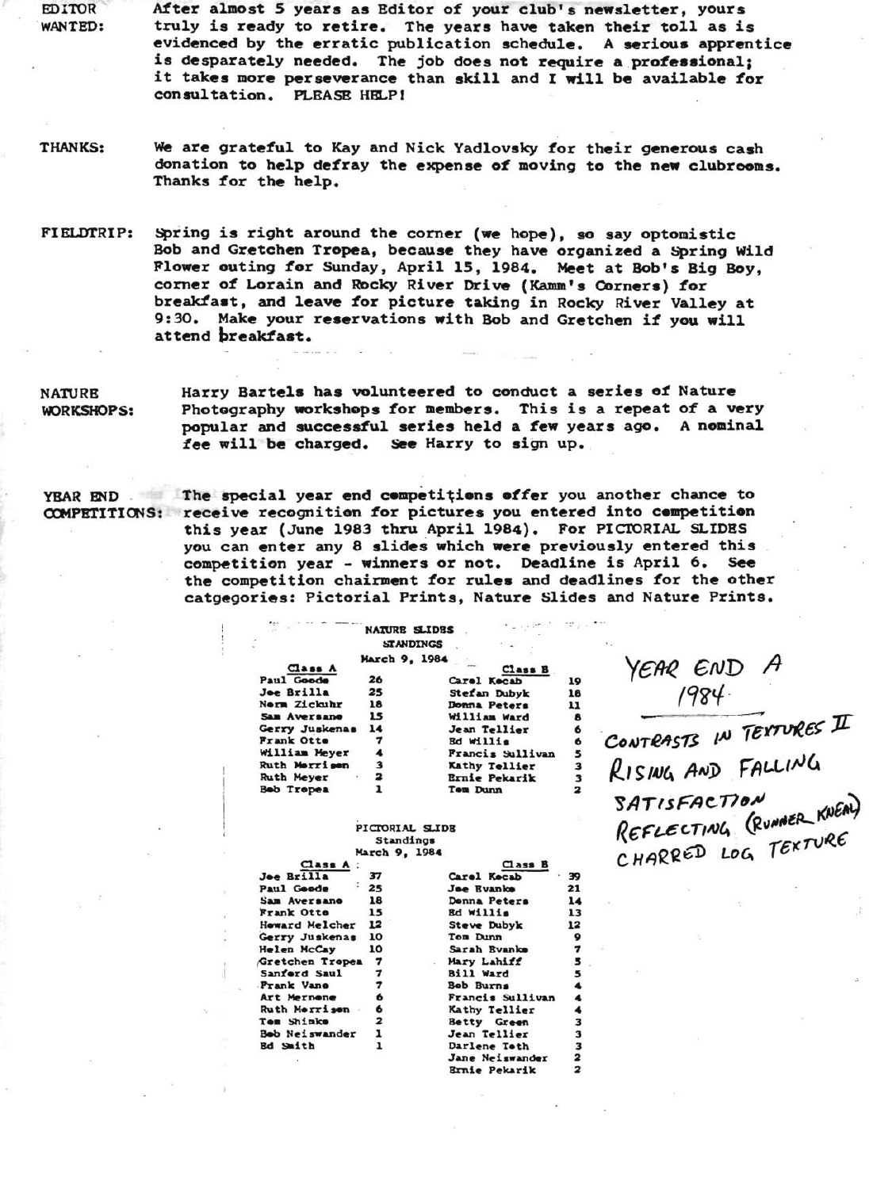**EDITOR WANTED:** After almost 5 years as Editor of your club's newsletter, yours truly is ready to retire. The years have taken their toll as is evidenced by the erratic publication schedule. A serious apprentice is desparately needed. The job does not require a professional; it takes more perseverance than skill and I will be available for consultation. PLEASE HELP!

**THANKS:** We are grateful to Kay and Nick Yadlovsky for their generous cash donation to help defray the expense of moving to the new clubrooms. Thanks for the help.

**FIELDTRIP:** Spring is right around the corner (we hope), so say optomistic Bob and Gretchen Tropea, because they have organized a Spring Wild Flower outing for Sunday, April 15, 1984. Meet at Bob's Big Boy, corner of Lorain and Rocky River Drive (Kamm's Corners) for breakfast, and leave for picture taking in Rocky River Valley at 9:30. Make your reservations with Bob and Gretchen if you will attend breakfast.

**NATURE WORKSHOPS:** Harry Bartels has volunteered to conduct a series of Nature Photography workshops for members. This is a repeat of a very popular and successful series held a few years ago. A nominal fee will be charged. See Harry to sign up.

**YEAR END COMPETITIONS:** The special year end competitions offer you another chance to receive recognition for pictures you entered into competition this year (June 1983 thru April 1984). For PICTORIAL SLIDES you can enter any 8 slides which were previously entered this competition year - winners or not. Deadline is April 6. See the competition chairment for rules and deadlines for the other catgegories: Pictorial Prints, Nature Slides and Nature Prints.

NATURE SLIDES
STANDINGS
March 9, 1984

| Class A | | Class B | |
|---|---|---|---|
| Paul Goode | 26 | Carol Kecab | 19 |
| Joe Brilla | 25 | Stefan Dubyk | 18 |
| Norm Zickuhr | 18 | Donna Peters | 11 |
| Sam Aversano | 15 | William Ward | 8 |
| Gerry Juskenas | 14 | Jean Tellier | 6 |
| Frank Otte | 7 | Ed Willis | 6 |
| William Meyer | 4 | Francis Sullivan | 5 |
| Ruth Morrison | 3 | Kathy Tellier | 3 |
| Ruth Meyer | 2 | Ernie Pekarik | 3 |
| Bob Tropea | 1 | Tom Dunn | 2 |

PICTORIAL SLIDE
Standings
March 9, 1984

| Class A | | Class B | |
|---|---|---|---|
| Joe Brilla | 37 | Carol Kecab | 39 |
| Paul Goode | 25 | Joe Evanko | 21 |
| Sam Aversano | 18 | Donna Peters | 14 |
| Frank Otte | 15 | Ed Willis | 13 |
| Howard Melcher | 12 | Steve Dubyk | 12 |
| Gerry Juskenas | 10 | Tom Dunn | 9 |
| Helen McCay | 10 | Sarah Evanko | 7 |
| Gretchen Tropea | 7 | Mary Lahiff | 5 |
| Sanford Saul | 7 | Bill Ward | 5 |
| Frank Vane | 7 | Bob Burns | 4 |
| Art Mernone | 6 | Francis Sullivan | 4 |
| Ruth Morrison | 6 | Kathy Tellier | 4 |
| Tom Shinko | 2 | Betty Green | 3 |
| Bob Neiswander | 1 | Jean Tellier | 3 |
| Ed Smith | 1 | Darlene Toth | 3 |
| | | Jane Neiswander | 2 |
| | | Ernie Pekarik | 2 |

YEAR END A
1984

CONTRASTS IN TEXTURES II
RISING AND FALLING
SATISFACTION (RUNNER KNEAL)
REFLECTING
CHARRED LOG TEXTURE